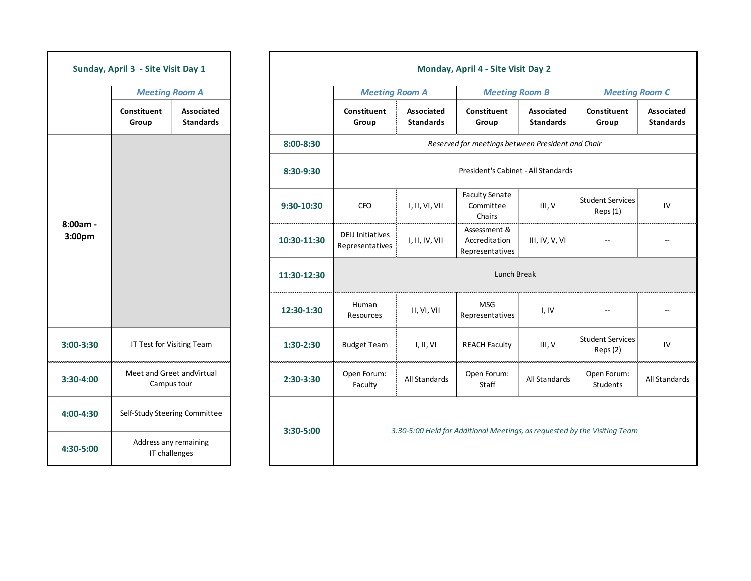## Sunday, April 3 - Site Visit Day 1

| | Meeting Room A | |
|---|---|---|
| | Constituent Group | Associated Standards |
| 8:00am - 3:00pm | | |
| 3:00-3:30 | IT Test for Visiting Team | |
| 3:30-4:00 | Meet and Greet andVirtual Campus tour | |
| 4:00-4:30 | Self-Study Steering Committee | |
| 4:30-5:00 | Address any remaining IT challenges | |

## Monday, April 4 - Site Visit Day 2

| | Meeting Room A | | Meeting Room B | | Meeting Room C | |
|---|---|---|---|---|---|---|
| | Constituent Group | Associated Standards | Constituent Group | Associated Standards | Constituent Group | Associated Standards |
| 8:00-8:30 | *Reserved for meetings between President and Chair* | | | | | |
| 8:30-9:30 | President's Cabinet - All Standards | | | | | |
| 9:30-10:30 | CFO | I, II, VI, VII | Faculty Senate Committee Chairs | III, V | Student Services Reps (1) | IV |
| 10:30-11:30 | DEIJ Initiatives Representatives | I, II, IV, VII | Assessment & Accreditation Representatives | III, IV, V, VI | -- | -- |
| 11:30-12:30 | Lunch Break | | | | | |
| 12:30-1:30 | Human Resources | II, VI, VII | MSG Representatives | I, IV | -- | -- |
| 1:30-2:30 | Budget Team | I, II, VI | REACH Faculty | III, V | Student Services Reps (2) | IV |
| 2:30-3:30 | Open Forum: Faculty | All Standards | Open Forum: Staff | All Standards | Open Forum: Students | All Standards |
| 3:30-5:00 | *3:30-5:00 Held for Additional Meetings, as requested by the Visiting Team* | | | | | |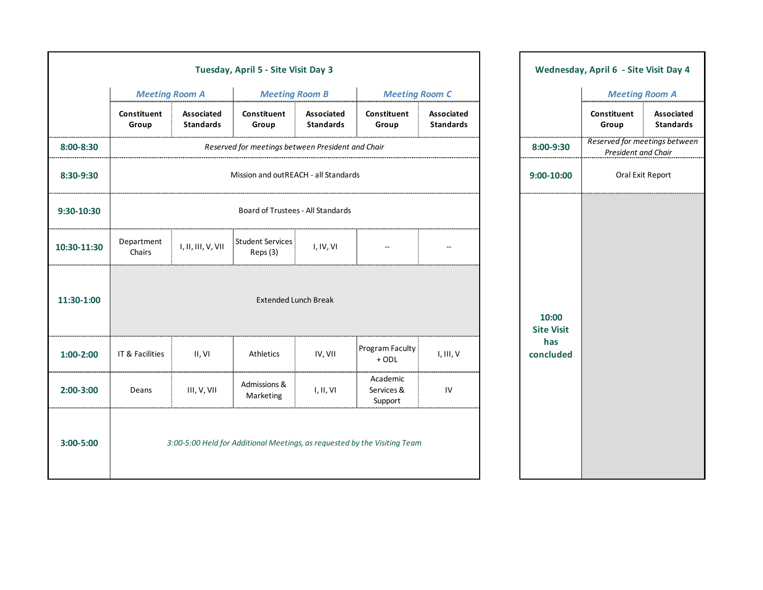**Tuesday, April 5 - Site Visit Day 3**

| | *Meeting Room A* | | *Meeting Room B* | | *Meeting Room C* | |
|---|---|---|---|---|---|---|
| | **Constituent Group** | **Associated Standards** | **Constituent Group** | **Associated Standards** | **Constituent Group** | **Associated Standards** |
| **8:00-8:30** | *Reserved for meetings between President and Chair* | | | | | |
| **8:30-9:30** | Mission and outREACH - all Standards | | | | | |
| **9:30-10:30** | Board of Trustees - All Standards | | | | | |
| **10:30-11:30** | Department Chairs | I, II, III, V, VII | Student Services Reps (3) | I, IV, VI | -- | -- |
| **11:30-1:00** | Extended Lunch Break | | | | | |
| **1:00-2:00** | IT & Facilities | II, VI | Athletics | IV, VII | Program Faculty + ODL | I, III, V |
| **2:00-3:00** | Deans | III, V, VII | Admissions & Marketing | I, II, VI | Academic Services & Support | IV |
| **3:00-5:00** | *3:00-5:00 Held for Additional Meetings, as requested by the Visiting Team* | | | | | |

**Wednesday, April 6 - Site Visit Day 4**

| | *Meeting Room A* | |
|---|---|---|
| | **Constituent Group** | **Associated Standards** |
| **8:00-9:30** | *Reserved for meetings between President and Chair* | |
| **9:00-10:00** | Oral Exit Report | |
| **10:00 Site Visit has concluded** | | |